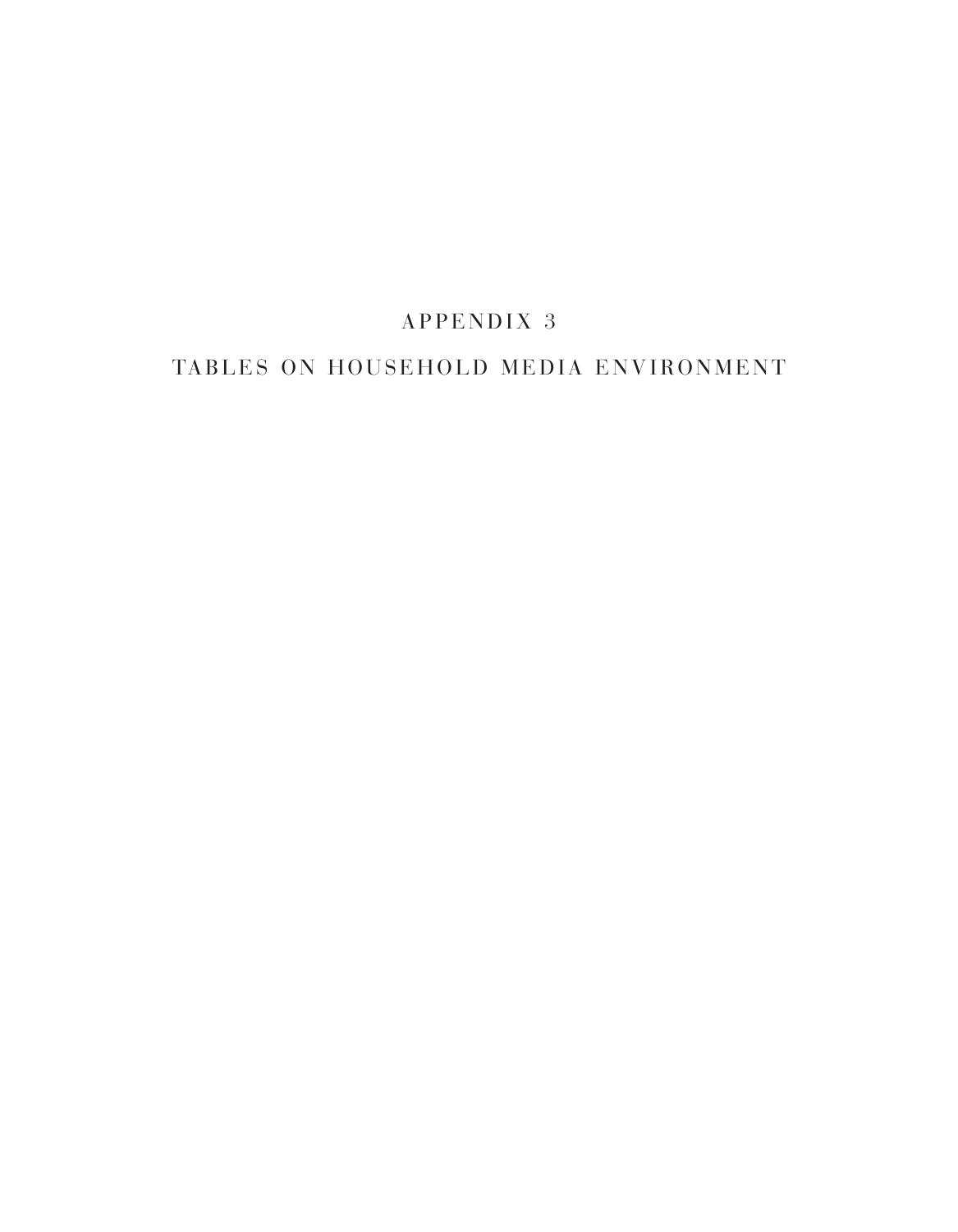# APPENDIX 3

## TABLES ON HOUSEHOLD MEDIA ENVIRONMENT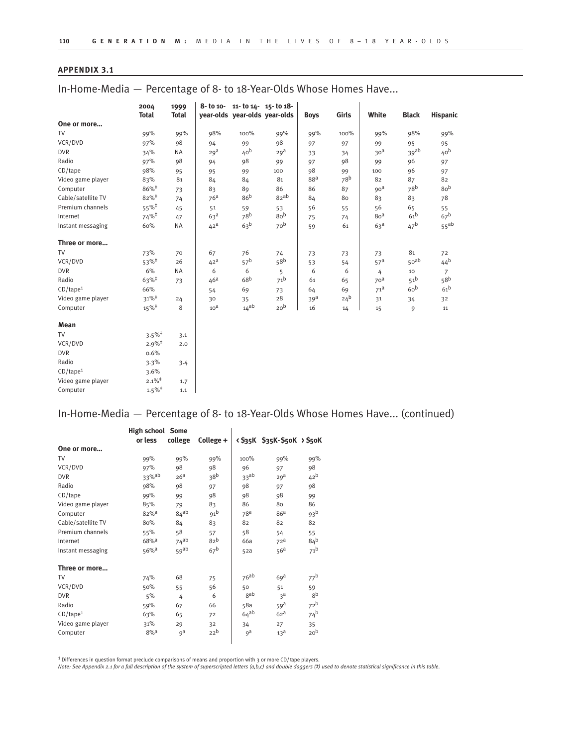## APPENDIX 3.1

### In-Home-Media — Percentage of 8- to 18-Year-Olds Whose Homes Have...

| | 2004 Total | 1999 Total | 8- to 10-year-olds | 11- to 14-year-olds | 15- to 18-year-olds | Boys | Girls | White | Black | Hispanic |
|---|---|---|---|---|---|---|---|---|---|---|
| **One or more...** | | | | | | | | | | |
| TV | 99% | 99% | 98% | 100% | 99% | 99% | 100% | 99% | 98% | 99% |
| VCR/DVD | 97% | 98 | 94 | 99 | 98 | 97 | 97 | 99 | 95 | 95 |
| DVR | 34% | NA | 29[a] | 40[b] | 29[a] | 33 | 34 | 30[a] | 39[ab] | 40[b] |
| Radio | 97% | 98 | 94 | 98 | 99 | 97 | 98 | 99 | 96 | 97 |
| CD/tape | 98% | 95 | 95 | 99 | 100 | 98 | 99 | 100 | 96 | 97 |
| Video game player | 83% | 81 | 84 | 84 | 81 | 88[a] | 78[b] | 82 | 87 | 82 |
| Computer | 86%‡ | 73 | 83 | 89 | 86 | 86 | 87 | 90[a] | 78[b] | 80[b] |
| Cable/satellite TV | 82%‡ | 74 | 76[a] | 86[b] | 82[ab] | 84 | 80 | 83 | 83 | 78 |
| Premium channels | 55%‡ | 45 | 51 | 59 | 53 | 56 | 55 | 56 | 65 | 55 |
| Internet | 74%‡ | 47 | 63[a] | 78[b] | 80[b] | 75 | 74 | 80[a] | 61[b] | 67[b] |
| Instant messaging | 60% | NA | 42[a] | 63[b] | 70[b] | 59 | 61 | 63[a] | 47[b] | 55[ab] |
| **Three or more...** | | | | | | | | | | |
| TV | 73% | 70 | 67 | 76 | 74 | 73 | 73 | 73 | 81 | 72 |
| VCR/DVD | 53%‡ | 26 | 42[a] | 57[b] | 58[b] | 53 | 54 | 57[a] | 50[ab] | 44[b] |
| DVR | 6% | NA | 6 | 6 | 5 | 6 | 6 | 4 | 10 | 7 |
| Radio | 63%‡ | 73 | 46[a] | 68[b] | 71[b] | 61 | 65 | 70[a] | 51[b] | 58[b] |
| CD/tape[1] | 66% | | 54 | 69 | 73 | 64 | 69 | 71[a] | 60[b] | 61[b] |
| Video game player | 31%‡ | 24 | 30 | 35 | 28 | 39[a] | 24[b] | 31 | 34 | 32 |
| Computer | 15%‡ | 8 | 10[a] | 14[ab] | 20[b] | 16 | 14 | 15 | 9 | 11 |
| **Mean** | | | | | | | | | | |
| TV | 3.5%‡ | 3.1 | | | | | | | | |
| VCR/DVD | 2.9%‡ | 2.0 | | | | | | | | |
| DVR | 0.6% | | | | | | | | | |
| Radio | 3.3% | 3.4 | | | | | | | | |
| CD/tape[1] | 3.6% | | | | | | | | | |
| Video game player | 2.1%‡ | 1.7 | | | | | | | | |
| Computer | 1.5%‡ | 1.1 | | | | | | | | |

### In-Home-Media — Percentage of 8- to 18-Year-Olds Whose Homes Have... (continued)

| | High school or less | Some college | College + | < $35K | $35K-$50K | > $50K |
|---|---|---|---|---|---|---|
| **One or more...** | | | | | | |
| TV | 99% | 99% | 99% | 100% | 99% | 99% |
| VCR/DVD | 97% | 98 | 98 | 96 | 97 | 98 |
| DVR | 33%[ab] | 26[a] | 38[b] | 33[ab] | 29[a] | 42[b] |
| Radio | 98% | 98 | 97 | 98 | 97 | 98 |
| CD/tape | 99% | 99 | 98 | 98 | 98 | 99 |
| Video game player | 85% | 79 | 83 | 86 | 80 | 86 |
| Computer | 82%[a] | 84[ab] | 91[b] | 78[a] | 86[a] | 93[b] |
| Cable/satellite TV | 80% | 84 | 83 | 82 | 82 | 82 |
| Premium channels | 55% | 58 | 57 | 58 | 54 | 55 |
| Internet | 68%[a] | 74[ab] | 82[b] | 66a | 72[a] | 84[b] |
| Instant messaging | 56%[a] | 59[ab] | 67[b] | 52a | 56[a] | 71[b] |
| **Three or more...** | | | | | | |
| TV | 74% | 68 | 75 | 76[ab] | 69[a] | 77[b] |
| VCR/DVD | 50% | 55 | 56 | 50 | 51 | 59 |
| DVR | 5% | 4 | 6 | 8[ab] | 3[a] | 8[b] |
| Radio | 59% | 67 | 66 | 58a | 59[a] | 72[b] |
| CD/tape[1] | 63% | 65 | 72 | 64[ab] | 62[a] | 74[b] |
| Video game player | 31% | 29 | 32 | 34 | 27 | 35 |
| Computer | 8%[a] | 9[a] | 22[b] | 9[a] | 13[a] | 20[b] |

[1] Differences in question format preclude comparisons of means and proportion with 3 or more CD/tape players.

*Note: See Appendix 2.1 for a full description of the system of superscripted letters (a,b,c) and double daggers (‡) used to denote statistical significance in this table.*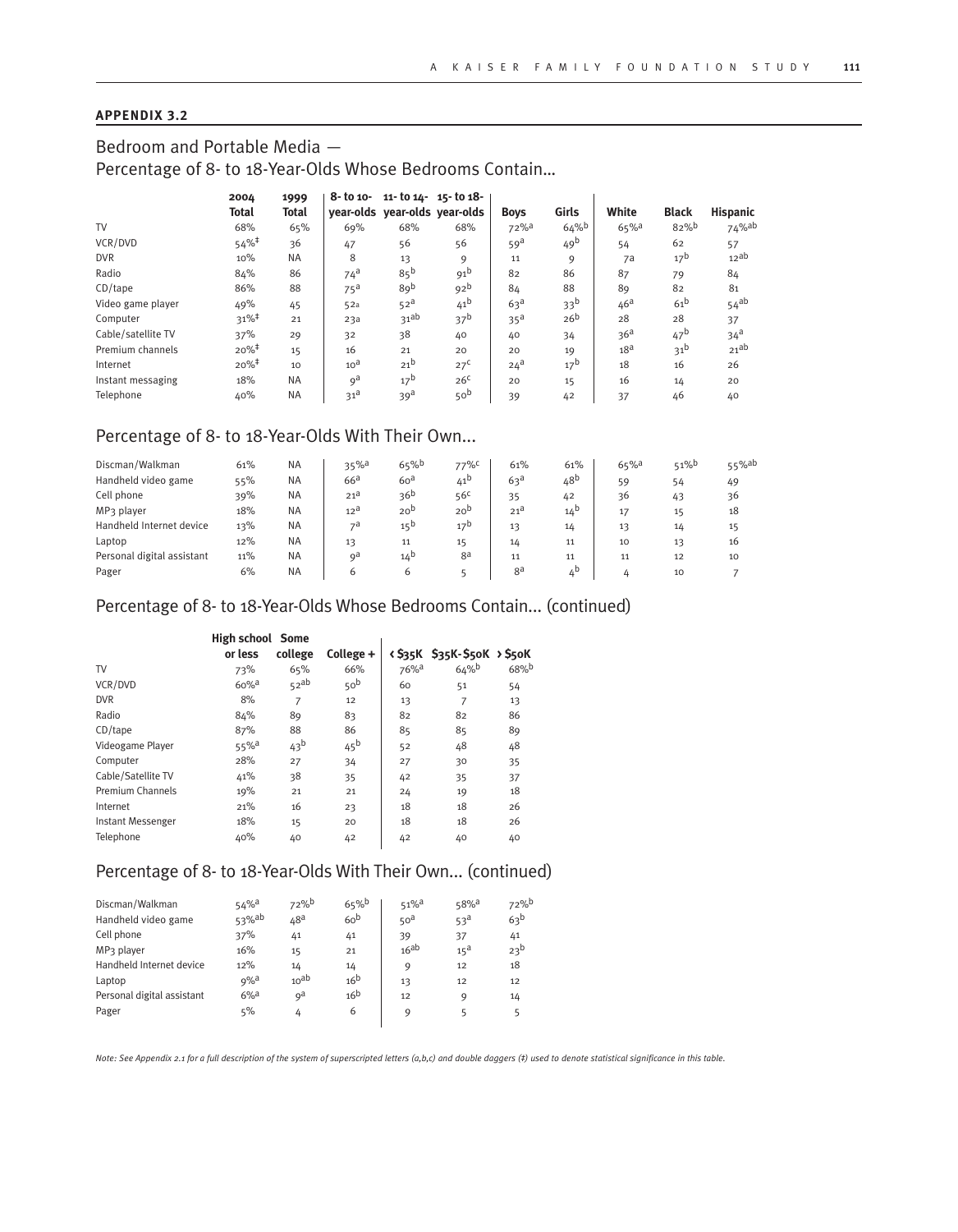**APPENDIX 3.2**

## Bedroom and Portable Media — Percentage of 8- to 18-Year-Olds Whose Bedrooms Contain…

| | 2004 Total | 1999 Total | 8- to 10-year-olds | 11- to 14-year-olds | 15- to 18-year-olds | Boys | Girls | White | Black | Hispanic |
|---|---|---|---|---|---|---|---|---|---|---|
| TV | 68% | 65% | 69% | 68% | 68% | 72%[a] | 64%[b] | 65%[a] | 82%[b] | 74%[ab] |
| VCR/DVD | 54%[‡] | 36 | 47 | 56 | 56 | 59[a] | 49[b] | 54 | 62 | 57 |
| DVR | 10% | NA | 8 | 13 | 9 | 11 | 9 | 7a | 17[b] | 12[ab] |
| Radio | 84% | 86 | 74[a] | 85[b] | 91[b] | 82 | 86 | 87 | 79 | 84 |
| CD/tape | 86% | 88 | 75[a] | 89[b] | 92[b] | 84 | 88 | 89 | 82 | 81 |
| Video game player | 49% | 45 | 52a | 52[a] | 41[b] | 63[a] | 33[b] | 46[a] | 61[b] | 54[ab] |
| Computer | 31%[‡] | 21 | 23a | 31[ab] | 37[b] | 35[a] | 26[b] | 28 | 28 | 37 |
| Cable/satellite TV | 37% | 29 | 32 | 38 | 40 | 40 | 34 | 36[a] | 47[b] | 34[a] |
| Premium channels | 20%[‡] | 15 | 16 | 21 | 20 | 20 | 19 | 18[a] | 31[b] | 21[ab] |
| Internet | 20%[‡] | 10 | 10[a] | 21[b] | 27[c] | 24[a] | 17[b] | 18 | 16 | 26 |
| Instant messaging | 18% | NA | 9[a] | 17[b] | 26[c] | 20 | 15 | 16 | 14 | 20 |
| Telephone | 40% | NA | 31[a] | 39[a] | 50[b] | 39 | 42 | 37 | 46 | 40 |

## Percentage of 8- to 18-Year-Olds With Their Own…

| | 2004 Total | 1999 Total | 8- to 10-year-olds | 11- to 14-year-olds | 15- to 18-year-olds | Boys | Girls | White | Black | Hispanic |
|---|---|---|---|---|---|---|---|---|---|---|
| Discman/Walkman | 61% | NA | 35%[a] | 65%[b] | 77%[c] | 61% | 61% | 65%[a] | 51%[b] | 55%[ab] |
| Handheld video game | 55% | NA | 66[a] | 60[a] | 41[b] | 63[a] | 48[b] | 59 | 54 | 49 |
| Cell phone | 39% | NA | 21[a] | 36[b] | 56[c] | 35 | 42 | 36 | 43 | 36 |
| MP3 player | 18% | NA | 12[a] | 20[b] | 20[b] | 21[a] | 14[b] | 17 | 15 | 18 |
| Handheld Internet device | 13% | NA | 7[a] | 15[b] | 17[b] | 13 | 14 | 13 | 14 | 15 |
| Laptop | 12% | NA | 13 | 11 | 15 | 14 | 11 | 10 | 13 | 16 |
| Personal digital assistant | 11% | NA | 9[a] | 14[b] | 8[a] | 11 | 11 | 11 | 12 | 10 |
| Pager | 6% | NA | 6 | 6 | 5 | 8[a] | 4[b] | 4 | 10 | 7 |

## Percentage of 8- to 18-Year-Olds Whose Bedrooms Contain… (continued)

| | High school or less | Some college | College + | < $35K | $35K-$50K | > $50K |
|---|---|---|---|---|---|---|
| TV | 73% | 65% | 66% | 76%[a] | 64%[b] | 68%[b] |
| VCR/DVD | 60%[a] | 52[ab] | 50[b] | 60 | 51 | 54 |
| DVR | 8% | 7 | 12 | 13 | 7 | 13 |
| Radio | 84% | 89 | 83 | 82 | 82 | 86 |
| CD/tape | 87% | 88 | 86 | 85 | 85 | 89 |
| Videogame Player | 55%[a] | 43[b] | 45[b] | 52 | 48 | 48 |
| Computer | 28% | 27 | 34 | 27 | 30 | 35 |
| Cable/Satellite TV | 41% | 38 | 35 | 42 | 35 | 37 |
| Premium Channels | 19% | 21 | 21 | 24 | 19 | 18 |
| Internet | 21% | 16 | 23 | 18 | 18 | 26 |
| Instant Messenger | 18% | 15 | 20 | 18 | 18 | 26 |
| Telephone | 40% | 40 | 42 | 42 | 40 | 40 |

## Percentage of 8- to 18-Year-Olds With Their Own… (continued)

| | High school or less | Some college | College + | < $35K | $35K-$50K | > $50K |
|---|---|---|---|---|---|---|
| Discman/Walkman | 54%[a] | 72%[b] | 65%[b] | 51%[a] | 58%[a] | 72%[b] |
| Handheld video game | 53%[ab] | 48[a] | 60[b] | 50[a] | 53[a] | 63[b] |
| Cell phone | 37% | 41 | 41 | 39 | 37 | 41 |
| MP3 player | 16% | 15 | 21 | 16[ab] | 15[a] | 23[b] |
| Handheld Internet device | 12% | 14 | 14 | 9 | 12 | 18 |
| Laptop | 9%[a] | 10[ab] | 16[b] | 13 | 12 | 12 |
| Personal digital assistant | 6%[a] | 9[a] | 16[b] | 12 | 9 | 14 |
| Pager | 5% | 4 | 6 | 9 | 5 | 5 |

*Note: See Appendix 2.1 for a full description of the system of superscripted letters (a,b,c) and double daggers (‡) used to denote statistical significance in this table.*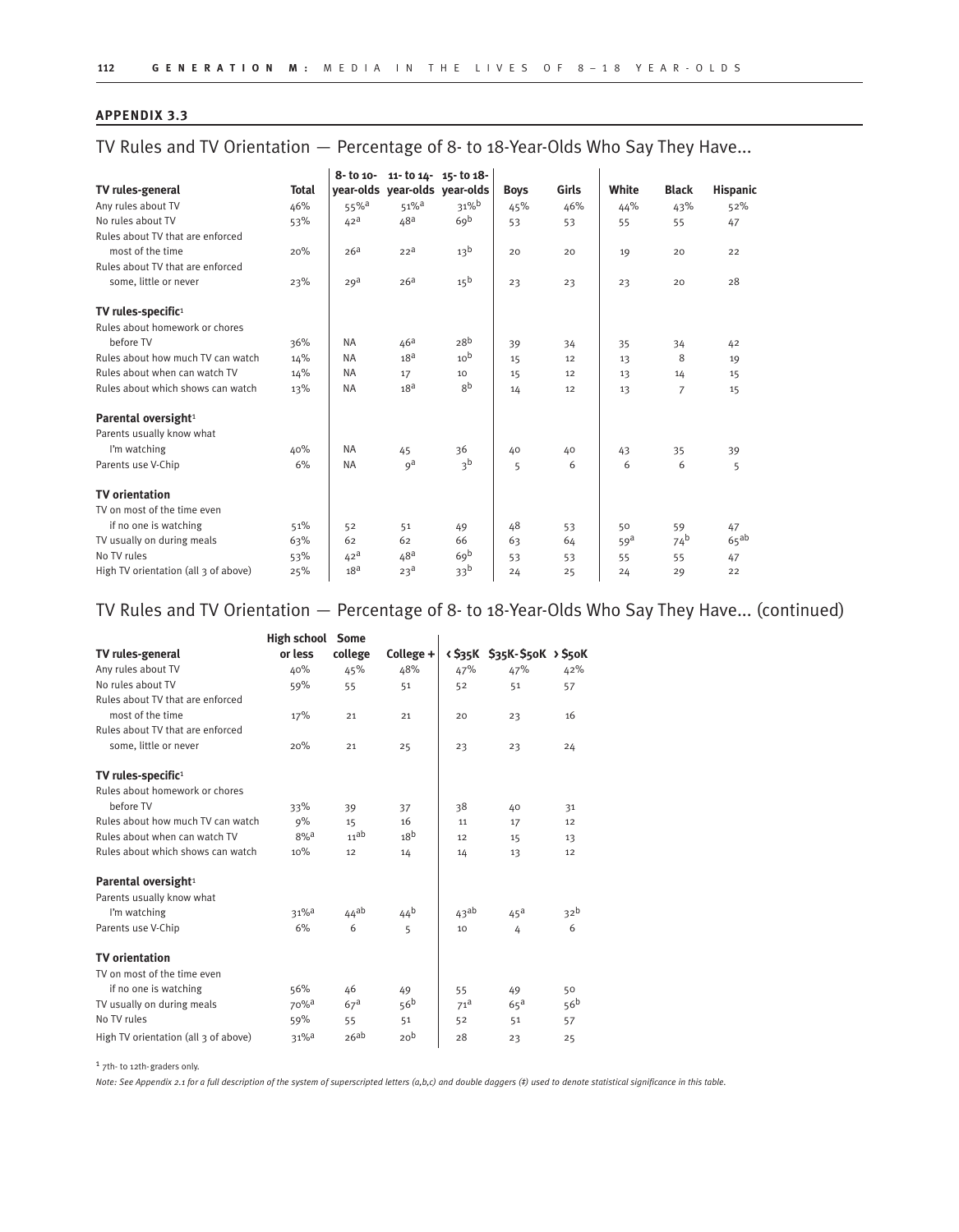## APPENDIX 3.3

## TV Rules and TV Orientation — Percentage of 8- to 18-Year-Olds Who Say They Have...

| TV rules-general | Total | 8- to 10-year-olds | 11- to 14-year-olds | 15- to 18-year-olds | Boys | Girls | White | Black | Hispanic |
|---|---|---|---|---|---|---|---|---|---|
| Any rules about TV | 46% | 55%[a] | 51%[a] | 31%[b] | 45% | 46% | 44% | 43% | 52% |
| No rules about TV | 53% | 42[a] | 48[a] | 69[b] | 53 | 53 | 55 | 55 | 47 |
| Rules about TV that are enforced most of the time | 20% | 26[a] | 22[a] | 13[b] | 20 | 20 | 19 | 20 | 22 |
| Rules about TV that are enforced some, little or never | 23% | 29[a] | 26[a] | 15[b] | 23 | 23 | 23 | 20 | 28 |
| **TV rules-specific[1]** | | | | | | | | | |
| Rules about homework or chores before TV | 36% | NA | 46[a] | 28[b] | 39 | 34 | 35 | 34 | 42 |
| Rules about how much TV can watch | 14% | NA | 18[a] | 10[b] | 15 | 12 | 13 | 8 | 19 |
| Rules about when can watch TV | 14% | NA | 17 | 10 | 15 | 12 | 13 | 14 | 15 |
| Rules about which shows can watch | 13% | NA | 18[a] | 8[b] | 14 | 12 | 13 | 7 | 15 |
| **Parental oversight[1]** | | | | | | | | | |
| Parents usually know what I'm watching | 40% | NA | 45 | 36 | 40 | 40 | 43 | 35 | 39 |
| Parents use V-Chip | 6% | NA | 9[a] | 3[b] | 5 | 6 | 6 | 6 | 5 |
| **TV orientation** | | | | | | | | | |
| TV on most of the time even if no one is watching | 51% | 52 | 51 | 49 | 48 | 53 | 50 | 59 | 47 |
| TV usually on during meals | 63% | 62 | 62 | 66 | 63 | 64 | 59[a] | 74[b] | 65[ab] |
| No TV rules | 53% | 42[a] | 48[a] | 69[b] | 53 | 53 | 55 | 55 | 47 |
| High TV orientation (all 3 of above) | 25% | 18[a] | 23[a] | 33[b] | 24 | 25 | 24 | 29 | 22 |

## TV Rules and TV Orientation — Percentage of 8- to 18-Year-Olds Who Say They Have... (continued)

| TV rules-general | High school or less | Some college | College + | < $35K | $35K-$50K | > $50K |
|---|---|---|---|---|---|---|
| Any rules about TV | 40% | 45% | 48% | 47% | 47% | 42% |
| No rules about TV | 59% | 55 | 51 | 52 | 51 | 57 |
| Rules about TV that are enforced most of the time | 17% | 21 | 21 | 20 | 23 | 16 |
| Rules about TV that are enforced some, little or never | 20% | 21 | 25 | 23 | 23 | 24 |
| **TV rules-specific[1]** | | | | | | |
| Rules about homework or chores before TV | 33% | 39 | 37 | 38 | 40 | 31 |
| Rules about how much TV can watch | 9% | 15 | 16 | 11 | 17 | 12 |
| Rules about when can watch TV | 8%[a] | 11[ab] | 18[b] | 12 | 15 | 13 |
| Rules about which shows can watch | 10% | 12 | 14 | 14 | 13 | 12 |
| **Parental oversight[1]** | | | | | | |
| Parents usually know what I'm watching | 31%[a] | 44[ab] | 44[b] | 43[ab] | 45[a] | 32[b] |
| Parents use V-Chip | 6% | 6 | 5 | 10 | 4 | 6 |
| **TV orientation** | | | | | | |
| TV on most of the time even if no one is watching | 56% | 46 | 49 | 55 | 49 | 50 |
| TV usually on during meals | 70%[a] | 67[a] | 56[b] | 71[a] | 65[a] | 56[b] |
| No TV rules | 59% | 55 | 51 | 52 | 51 | 57 |
| High TV orientation (all 3 of above) | 31%[a] | 26[ab] | 20[b] | 28 | 23 | 25 |

[1] 7th- to 12th-graders only.

*Note: See Appendix 2.1 for a full description of the system of superscripted letters (a,b,c) and double daggers (‡) used to denote statistical significance in this table.*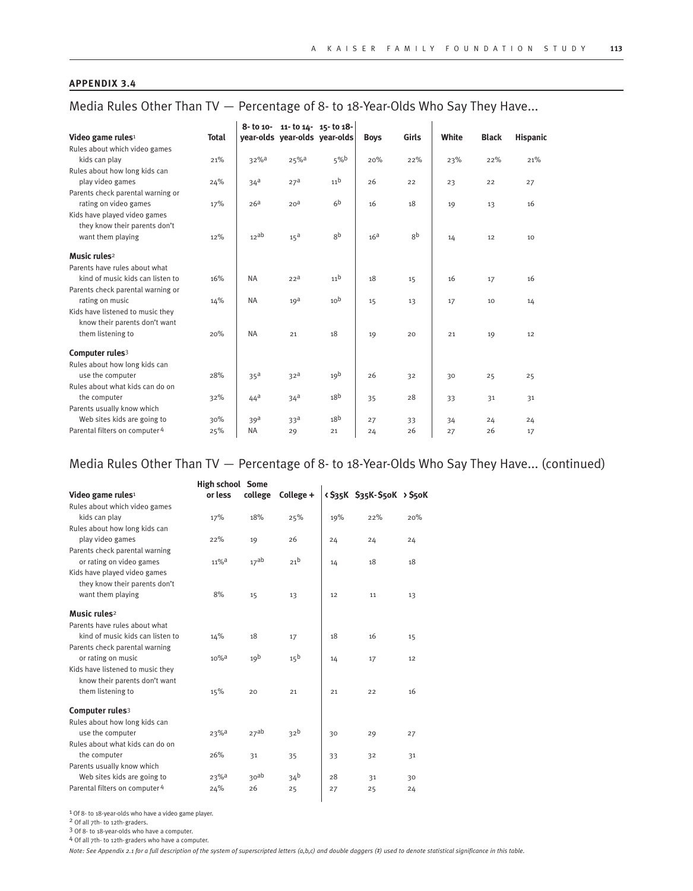**APPENDIX 3.4**

## Media Rules Other Than TV — Percentage of 8- to 18-Year-Olds Who Say They Have...

| Video game rules[1] | Total | 8- to 10-year-olds | 11- to 14-year-olds | 15- to 18-year-olds | Boys | Girls | White | Black | Hispanic |
|---|---|---|---|---|---|---|---|---|---|
| Rules about which video games kids can play | 21% | 32%[a] | 25%[a] | 5%[b] | 20% | 22% | 23% | 22% | 21% |
| Rules about how long kids can play video games | 24% | 34[a] | 27[a] | 11[b] | 26 | 22 | 23 | 22 | 27 |
| Parents check parental warning or rating on video games | 17% | 26[a] | 20[a] | 6[b] | 16 | 18 | 19 | 13 | 16 |
| Kids have played video games they know their parents don't want them playing | 12% | 12[ab] | 15[a] | 8[b] | 16[a] | 8[b] | 14 | 12 | 10 |
| **Music rules[2]** | | | | | | | | | |
| Parents have rules about what kind of music kids can listen to | 16% | NA | 22[a] | 11[b] | 18 | 15 | 16 | 17 | 16 |
| Parents check parental warning or rating on music | 14% | NA | 19[a] | 10[b] | 15 | 13 | 17 | 10 | 14 |
| Kids have listened to music they know their parents don't want them listening to | 20% | NA | 21 | 18 | 19 | 20 | 21 | 19 | 12 |
| **Computer rules[3]** | | | | | | | | | |
| Rules about how long kids can use the computer | 28% | 35[a] | 32[a] | 19[b] | 26 | 32 | 30 | 25 | 25 |
| Rules about what kids can do on the computer | 32% | 44[a] | 34[a] | 18[b] | 35 | 28 | 33 | 31 | 31 |
| Parents usually know which Web sites kids are going to | 30% | 39[a] | 33[a] | 18[b] | 27 | 33 | 34 | 24 | 24 |
| Parental filters on computer[4] | 25% | NA | 29 | 21 | 24 | 26 | 27 | 26 | 17 |

## Media Rules Other Than TV — Percentage of 8- to 18-Year-Olds Who Say They Have... (continued)

| Video game rules[1] | High school or less | Some college | College + | < $35K | $35K-$50K | > $50K |
|---|---|---|---|---|---|---|
| Rules about which video games kids can play | 17% | 18% | 25% | 19% | 22% | 20% |
| Rules about how long kids can play video games | 22% | 19 | 26 | 24 | 24 | 24 |
| Parents check parental warning or rating on video games | 11%[a] | 17[ab] | 21[b] | 14 | 18 | 18 |
| Kids have played video games they know their parents don't want them playing | 8% | 15 | 13 | 12 | 11 | 13 |
| **Music rules[2]** | | | | | | |
| Parents have rules about what kind of music kids can listen to | 14% | 18 | 17 | 18 | 16 | 15 |
| Parents check parental warning or rating on music | 10%[a] | 19[b] | 15[b] | 14 | 17 | 12 |
| Kids have listened to music they know their parents don't want them listening to | 15% | 20 | 21 | 21 | 22 | 16 |
| **Computer rules[3]** | | | | | | |
| Rules about how long kids can use the computer | 23%[a] | 27[ab] | 32[b] | 30 | 29 | 27 |
| Rules about what kids can do on the computer | 26% | 31 | 35 | 33 | 32 | 31 |
| Parents usually know which Web sites kids are going to | 23%[a] | 30[ab] | 34[b] | 28 | 31 | 30 |
| Parental filters on computer[4] | 24% | 26 | 25 | 27 | 25 | 24 |

[1] Of 8- to 18-year-olds who have a video game player.
[2] Of all 7th- to 12th-graders.
[3] Of 8- to 18-year-olds who have a computer.
[4] Of all 7th- to 12th-graders who have a computer.

*Note: See Appendix 2.1 for a full description of the system of superscripted letters (a,b,c) and double daggers (‡) used to denote statistical significance in this table.*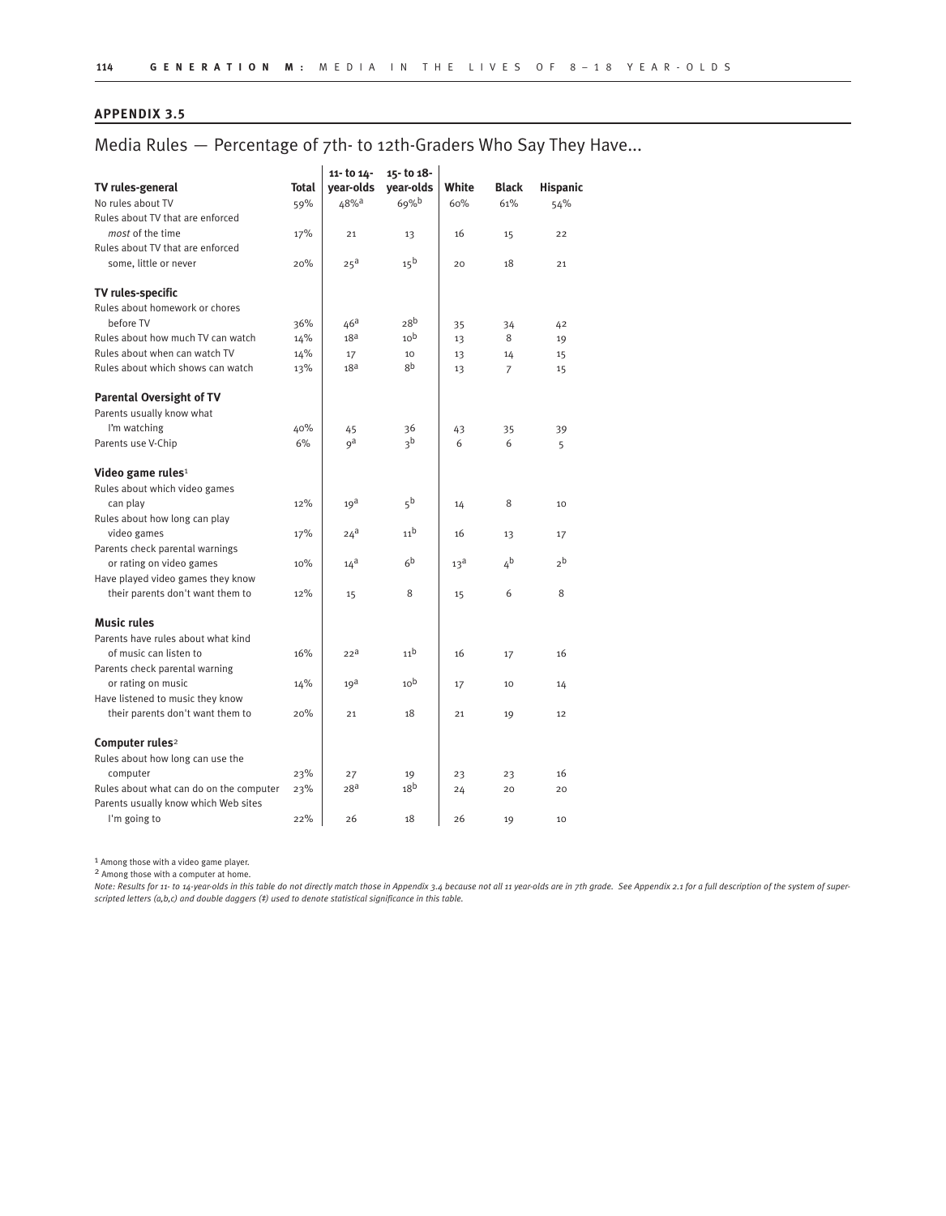## APPENDIX 3.5

# Media Rules — Percentage of 7th- to 12th-Graders Who Say They Have...

| TV rules-general | Total | 11- to 14-year-olds | 15- to 18-year-olds | White | Black | Hispanic |
|---|---|---|---|---|---|---|
| No rules about TV | 59% | 48%[a] | 69%[b] | 60% | 61% | 54% |
| Rules about TV that are enforced *most* of the time | 17% | 21 | 13 | 16 | 15 | 22 |
| Rules about TV that are enforced some, little or never | 20% | 25[a] | 15[b] | 20 | 18 | 21 |
| **TV rules-specific** | | | | | | |
| Rules about homework or chores before TV | 36% | 46[a] | 28[b] | 35 | 34 | 42 |
| Rules about how much TV can watch | 14% | 18[a] | 10[b] | 13 | 8 | 19 |
| Rules about when can watch TV | 14% | 17 | 10 | 13 | 14 | 15 |
| Rules about which shows can watch | 13% | 18[a] | 8[b] | 13 | 7 | 15 |
| **Parental Oversight of TV** | | | | | | |
| Parents usually know what I'm watching | 40% | 45 | 36 | 43 | 35 | 39 |
| Parents use V-Chip | 6% | 9[a] | 3[b] | 6 | 6 | 5 |
| **Video game rules**[1] | | | | | | |
| Rules about which video games can play | 12% | 19[a] | 5[b] | 14 | 8 | 10 |
| Rules about how long can play video games | 17% | 24[a] | 11[b] | 16 | 13 | 17 |
| Parents check parental warnings or rating on video games | 10% | 14[a] | 6[b] | 13[a] | 4[b] | 2[b] |
| Have played video games they know their parents don't want them to | 12% | 15 | 8 | 15 | 6 | 8 |
| **Music rules** | | | | | | |
| Parents have rules about what kind of music can listen to | 16% | 22[a] | 11[b] | 16 | 17 | 16 |
| Parents check parental warning or rating on music | 14% | 19[a] | 10[b] | 17 | 10 | 14 |
| Have listened to music they know their parents don't want them to | 20% | 21 | 18 | 21 | 19 | 12 |
| **Computer rules**[2] | | | | | | |
| Rules about how long can use the computer | 23% | 27 | 19 | 23 | 23 | 16 |
| Rules about what can do on the computer | 23% | 28[a] | 18[b] | 24 | 20 | 20 |
| Parents usually know which Web sites I'm going to | 22% | 26 | 18 | 26 | 19 | 10 |

[1] Among those with a video game player.

[2] Among those with a computer at home.

*Note: Results for 11- to 14-year-olds in this table do not directly match those in Appendix 3.4 because not all 11 year-olds are in 7th grade. See Appendix 2.1 for a full description of the system of superscripted letters (a,b,c) and double daggers (‡) used to denote statistical significance in this table.*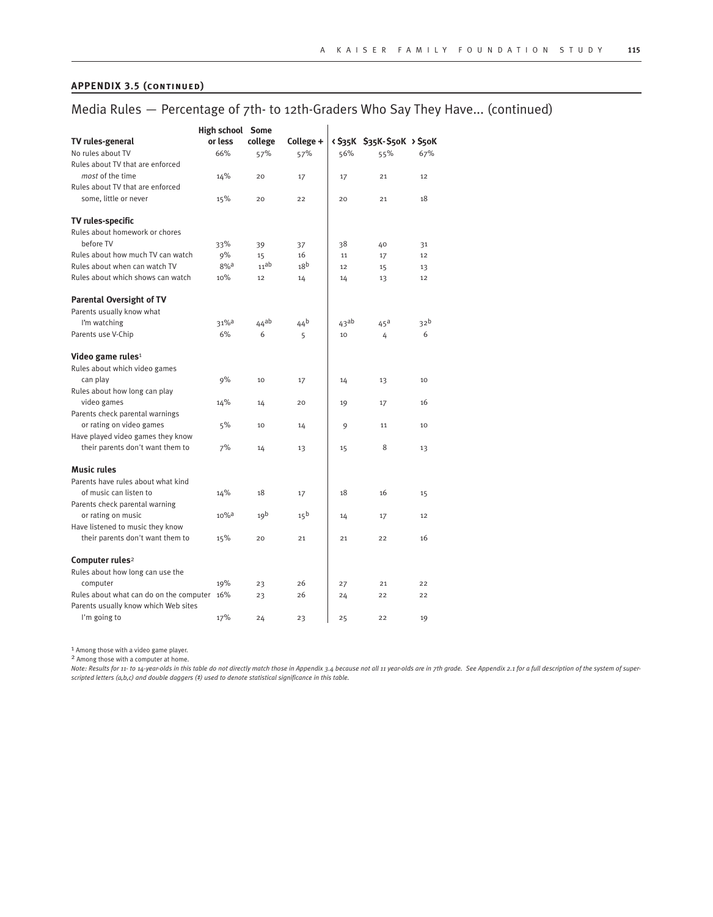## APPENDIX 3.5 (continued)

# Media Rules — Percentage of 7th- to 12th-Graders Who Say They Have... (continued)

| | High school or less | Some college | College + | < $35K | $35K-$50K | > $50K |
|---|---|---|---|---|---|---|
| **TV rules-general** | | | | | | |
| No rules about TV | 66% | 57% | 57% | 56% | 55% | 67% |
| Rules about TV that are enforced *most* of the time | 14% | 20 | 17 | 17 | 21 | 12 |
| Rules about TV that are enforced some, little or never | 15% | 20 | 22 | 20 | 21 | 18 |
| **TV rules-specific** | | | | | | |
| Rules about homework or chores before TV | 33% | 39 | 37 | 38 | 40 | 31 |
| Rules about how much TV can watch | 9% | 15 | 16 | 11 | 17 | 12 |
| Rules about when can watch TV | 8%[a] | 11[ab] | 18[b] | 12 | 15 | 13 |
| Rules about which shows can watch | 10% | 12 | 14 | 14 | 13 | 12 |
| **Parental Oversight of TV** | | | | | | |
| Parents usually know what I'm watching | 31%[a] | 44[ab] | 44[b] | 43[ab] | 45[a] | 32[b] |
| Parents use V-Chip | 6% | 6 | 5 | 10 | 4 | 6 |
| **Video game rules**[1] | | | | | | |
| Rules about which video games can play | 9% | 10 | 17 | 14 | 13 | 10 |
| Rules about how long can play video games | 14% | 14 | 20 | 19 | 17 | 16 |
| Parents check parental warnings or rating on video games | 5% | 10 | 14 | 9 | 11 | 10 |
| Have played video games they know their parents don't want them to | 7% | 14 | 13 | 15 | 8 | 13 |
| **Music rules** | | | | | | |
| Parents have rules about what kind of music can listen to | 14% | 18 | 17 | 18 | 16 | 15 |
| Parents check parental warning or rating on music | 10%[a] | 19[b] | 15[b] | 14 | 17 | 12 |
| Have listened to music they know their parents don't want them to | 15% | 20 | 21 | 21 | 22 | 16 |
| **Computer rules**[2] | | | | | | |
| Rules about how long can use the computer | 19% | 23 | 26 | 27 | 21 | 22 |
| Rules about what can do on the computer | 16% | 23 | 26 | 24 | 22 | 22 |
| Parents usually know which Web sites I'm going to | 17% | 24 | 23 | 25 | 22 | 19 |

[1] Among those with a video game player.

[2] Among those with a computer at home.

*Note: Results for 11- to 14-year-olds in this table do not directly match those in Appendix 3.4 because not all 11 year-olds are in 7th grade. See Appendix 2.1 for a full description of the system of superscripted letters (a,b,c) and double daggers (‡) used to denote statistical significance in this table.*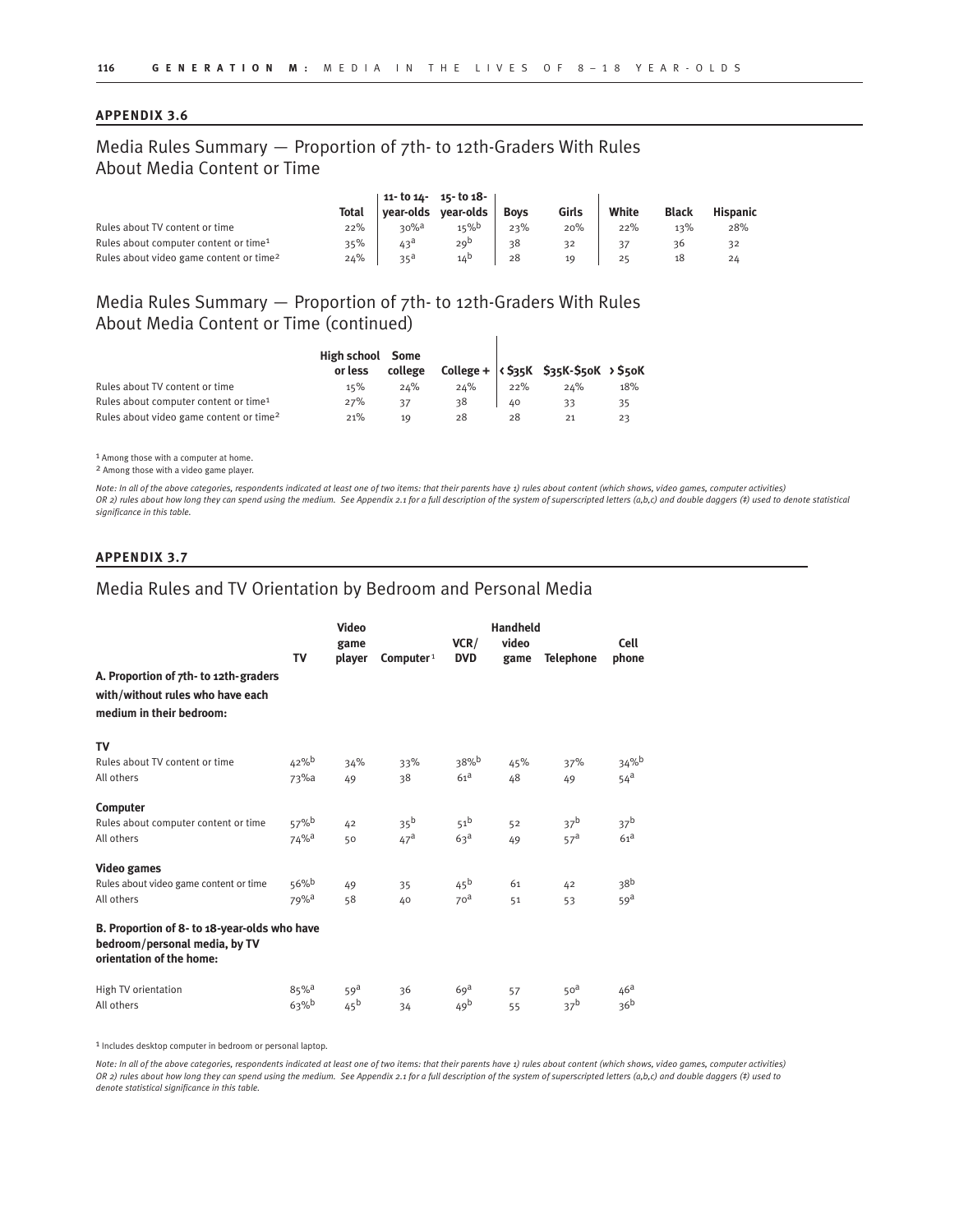## APPENDIX 3.6

### Media Rules Summary — Proportion of 7th- to 12th-Graders With Rules About Media Content or Time

| | Total | 11- to 14-year-olds | 15- to 18-year-olds | Boys | Girls | White | Black | Hispanic |
|---|---|---|---|---|---|---|---|---|
| Rules about TV content or time | 22% | 30%[a] | 15%[b] | 23% | 20% | 22% | 13% | 28% |
| Rules about computer content or time[1] | 35% | 43[a] | 29[b] | 38 | 32 | 37 | 36 | 32 |
| Rules about video game content or time[2] | 24% | 35[a] | 14[b] | 28 | 19 | 25 | 18 | 24 |

### Media Rules Summary — Proportion of 7th- to 12th-Graders With Rules About Media Content or Time (continued)

| | High school or less | Some college | College + | < $35K | $35K-$50K | > $50K |
|---|---|---|---|---|---|---|
| Rules about TV content or time | 15% | 24% | 24% | 22% | 24% | 18% |
| Rules about computer content or time[1] | 27% | 37 | 38 | 40 | 33 | 35 |
| Rules about video game content or time[2] | 21% | 19 | 28 | 28 | 21 | 23 |

[1] Among those with a computer at home.

[2] Among those with a video game player.

*Note: In all of the above categories, respondents indicated at least one of two items: that their parents have 1) rules about content (which shows, video games, computer activities) OR 2) rules about how long they can spend using the medium. See Appendix 2.1 for a full description of the system of superscripted letters (a,b,c) and double daggers (‡) used to denote statistical significance in this table.*

## APPENDIX 3.7

### Media Rules and TV Orientation by Bedroom and Personal Media

| | TV | Video game player | Computer[1] | VCR/ DVD | Handheld video game | Telephone | Cell phone |
|---|---|---|---|---|---|---|---|
| **A. Proportion of 7th- to 12th-graders with/without rules who have each medium in their bedroom:** | | | | | | | |
| **TV** | | | | | | | |
| Rules about TV content or time | 42%[b] | 34% | 33% | 38%[b] | 45% | 37% | 34%[b] |
| All others | 73%a | 49 | 38 | 61[a] | 48 | 49 | 54[a] |
| **Computer** | | | | | | | |
| Rules about computer content or time | 57%[b] | 42 | 35[b] | 51[b] | 52 | 37[b] | 37[b] |
| All others | 74%[a] | 50 | 47[a] | 63[a] | 49 | 57[a] | 61[a] |
| **Video games** | | | | | | | |
| Rules about video game content or time | 56%[b] | 49 | 35 | 45[b] | 61 | 42 | 38[b] |
| All others | 79%[a] | 58 | 40 | 70[a] | 51 | 53 | 59[a] |
| **B. Proportion of 8- to 18-year-olds who have bedroom/personal media, by TV orientation of the home:** | | | | | | | |
| High TV orientation | 85%[a] | 59[a] | 36 | 69[a] | 57 | 50[a] | 46[a] |
| All others | 63%[b] | 45[b] | 34 | 49[b] | 55 | 37[b] | 36[b] |

[1] Includes desktop computer in bedroom or personal laptop.

*Note: In all of the above categories, respondents indicated at least one of two items: that their parents have 1) rules about content (which shows, video games, computer activities) OR 2) rules about how long they can spend using the medium. See Appendix 2.1 for a full description of the system of superscripted letters (a,b,c) and double daggers (‡) used to denote statistical significance in this table.*